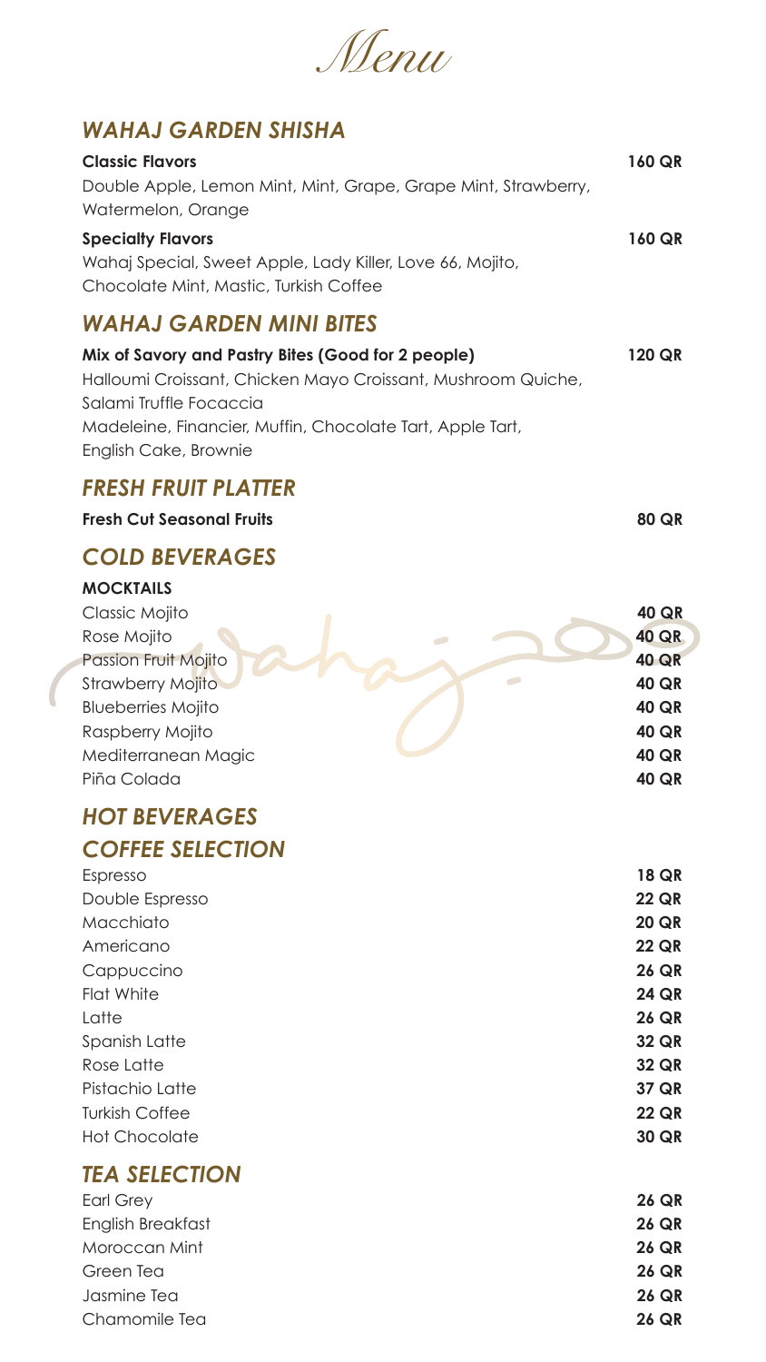# Menu

## WAHAJ GARDEN SHISHA

**Classic Flavors** **160 QR**
Double Apple, Lemon Mint, Mint, Grape, Grape Mint, Strawberry, Watermelon, Orange

**Specialty Flavors** **160 QR**
Wahaj Special, Sweet Apple, Lady Killer, Love 66, Mojito, Chocolate Mint, Mastic, Turkish Coffee

## WAHAJ GARDEN MINI BITES

**Mix of Savory and Pastry Bites (Good for 2 people)** **120 QR**
Halloumi Croissant, Chicken Mayo Croissant, Mushroom Quiche, Salami Truffle Focaccia
Madeleine, Financier, Muffin, Chocolate Tart, Apple Tart, English Cake, Brownie

## FRESH FRUIT PLATTER

**Fresh Cut Seasonal Fruits** **80 QR**

## COLD BEVERAGES

**MOCKTAILS**

| Item | Price |
|---|---|
| Classic Mojito | **40 QR** |
| Rose Mojito | **40 QR** |
| Passion Fruit Mojito | **40 QR** |
| Strawberry Mojito | **40 QR** |
| Blueberries Mojito | **40 QR** |
| Raspberry Mojito | **40 QR** |
| Mediterranean Magic | **40 QR** |
| Piña Colada | **40 QR** |

## HOT BEVERAGES

## COFFEE SELECTION

| Item | Price |
|---|---|
| Espresso | **18 QR** |
| Double Espresso | **22 QR** |
| Macchiato | **20 QR** |
| Americano | **22 QR** |
| Cappuccino | **26 QR** |
| Flat White | **24 QR** |
| Latte | **26 QR** |
| Spanish Latte | **32 QR** |
| Rose Latte | **32 QR** |
| Pistachio Latte | **37 QR** |
| Turkish Coffee | **22 QR** |
| Hot Chocolate | **30 QR** |

## TEA SELECTION

| Item | Price |
|---|---|
| Earl Grey | **26 QR** |
| English Breakfast | **26 QR** |
| Moroccan Mint | **26 QR** |
| Green Tea | **26 QR** |
| Jasmine Tea | **26 QR** |
| Chamomile Tea | **26 QR** |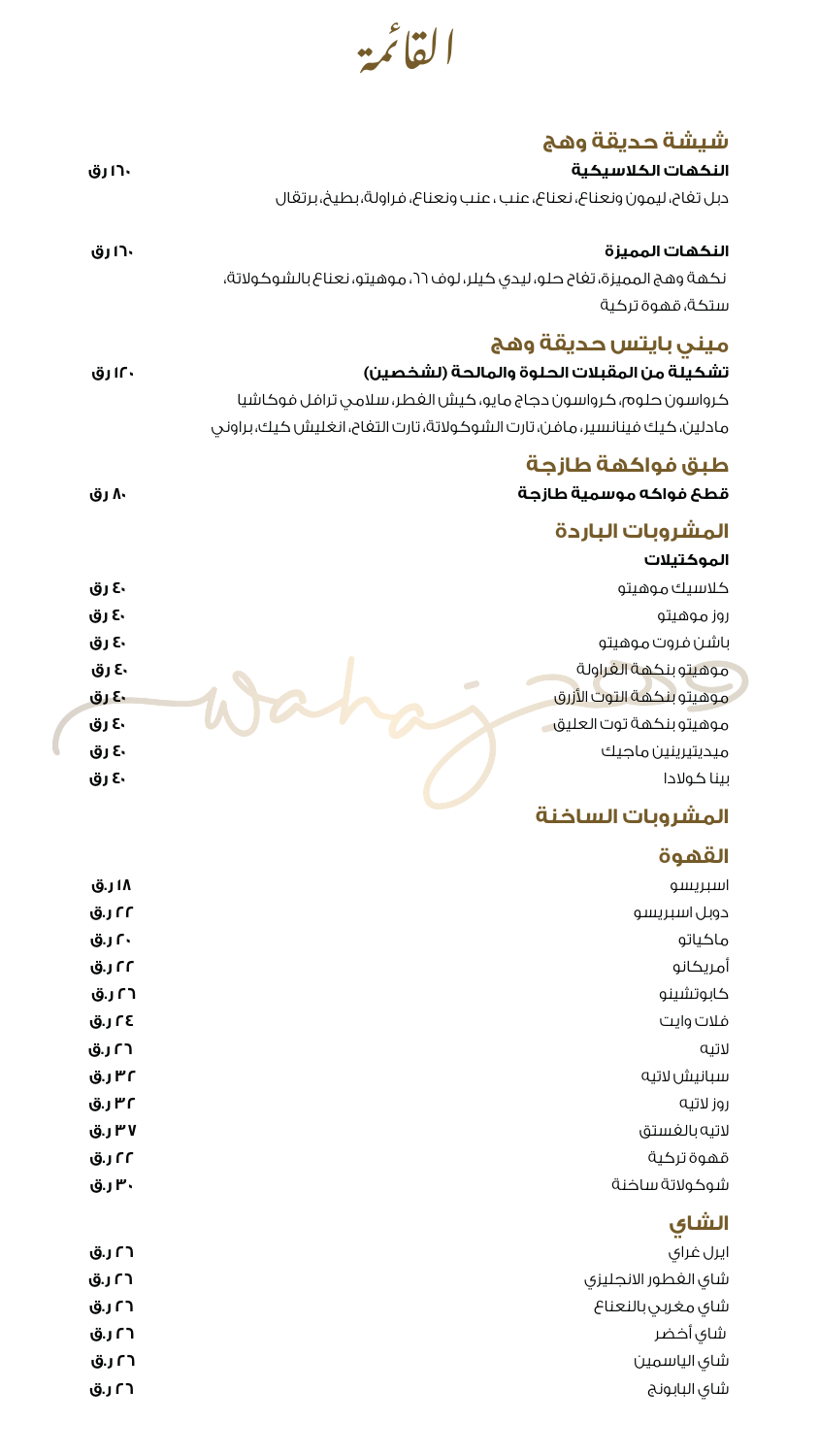# القائمة

## شيشة حديقة وهج

**النكهات الكلاسيكية** — ١٦٠ رق

دبل تفاح، ليمون ونعناع، نعناع، عنب ، عنب ونعناع، فراولة، بطيخ، برتقال

**النكهات المميزة** — ١٦٠ رق

نكهة وهج المميزة، تفاح حلو، ليدي كيلر، لوف ٦٦، موهيتو، نعناع بالشوكولاتة، ستكة، قهوة تركية

## ميني بايتس حديقة وهج

**تشكيلة من المقبلات الحلوة والمالحة (لشخصين)** — ١٢٠ رق

كرواسون حلوم، كرواسون دجاج مايو، كيش الفطر، سلامي ترافل فوكاشيا

مادلين، كيك فينانسير، مافن، تارت الشوكولاتة، تارت التفاح، انغليش كيك، براوني

## طبق فواكهة طازجة

**قطع فواكه موسمية طازجة** — ٨٠ رق

## المشروبات الباردة

### الموكتيلات

| | |
|---|---|
| كلاسيك موهيتو | ٤٠ رق |
| روز موهيتو | ٤٠ رق |
| باشن فروت موهيتو | ٤٠ رق |
| موهيتو بنكهة الفراولة | ٤٠ رق |
| موهيتو بنكهة التوت الأزرق | ٤٠ رق |
| موهيتو بنكهة توت العليق | ٤٠ رق |
| ميديتيرينين ماجيك | ٤٠ رق |
| بينا كولادا | ٤٠ رق |

## المشروبات الساخنة

### القهوة

| | |
|---|---|
| اسبريسو | ١٨ ر.ق |
| دوبل اسبريسو | ٢٢ ر.ق |
| ماكياتو | ٢٠ ر.ق |
| أمريكانو | ٢٢ ر.ق |
| كابوتشينو | ٢٦ ر.ق |
| فلات وايت | ٢٤ ر.ق |
| لاتيه | ٢٦ ر.ق |
| سبانيش لاتيه | ٣٢ ر.ق |
| روز لاتيه | ٣٢ ر.ق |
| لاتيه بالفستق | ٣٧ ر.ق |
| قهوة تركية | ٢٢ ر.ق |
| شوكولاتة ساخنة | ٣٠ ر.ق |

### الشاي

| | |
|---|---|
| ايرل غراي | ٢٦ ر.ق |
| شاي الفطور الانجليزي | ٢٦ ر.ق |
| شاي مغربي بالنعناع | ٢٦ ر.ق |
| شاي أخضر | ٢٦ ر.ق |
| شاي الياسمين | ٢٦ ر.ق |
| شاي البابونج | ٢٦ ر.ق |